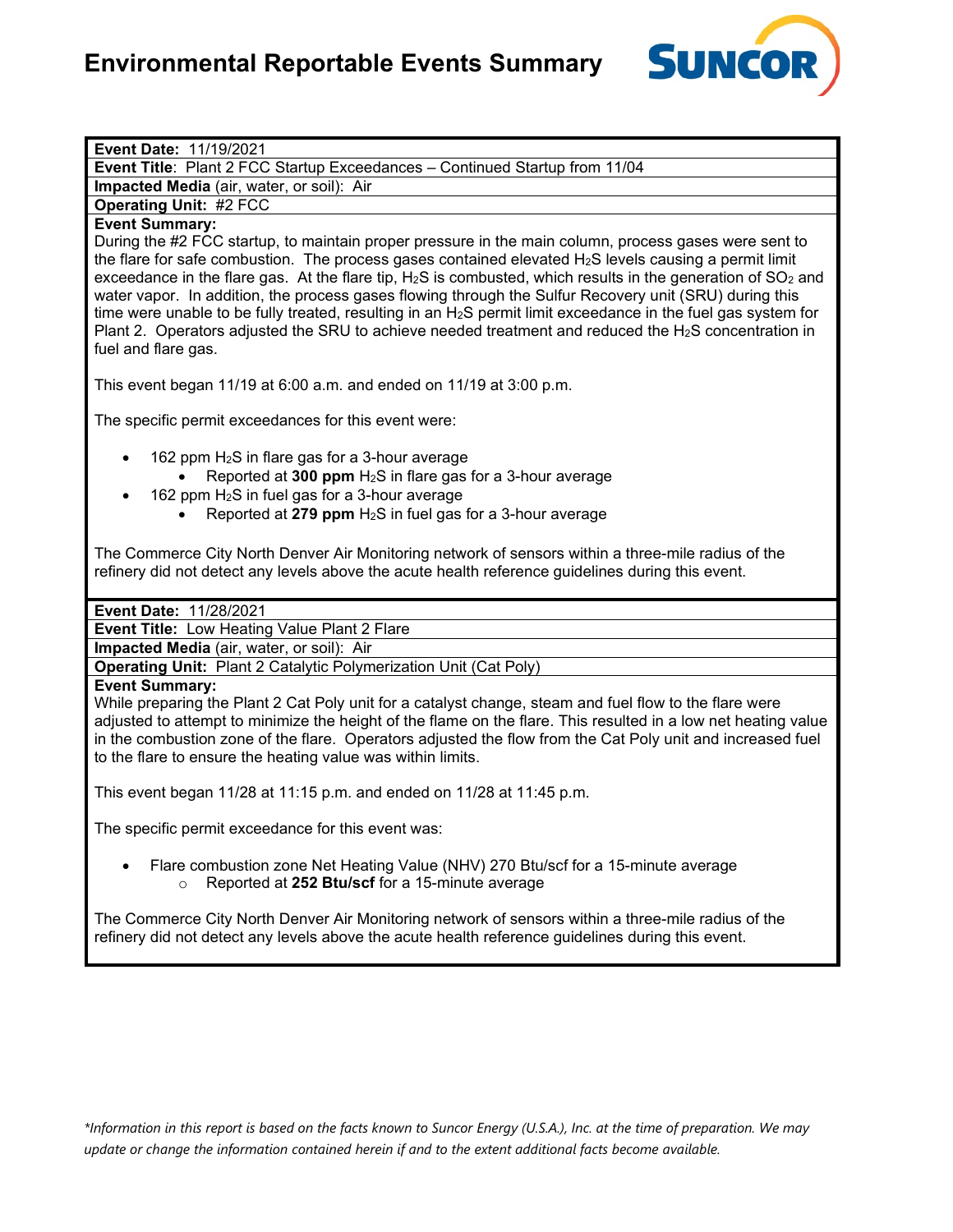# Environmental Reportable Events Summary

**Event Date:** 11/19/2021

**Event Title**: Plant 2 FCC Startup Exceedances – Continued Startup from 11/04

**Impacted Media** (air, water, or soil): Air

**Operating Unit:** #2 FCC

**Event Summary:**

During the #2 FCC startup, to maintain proper pressure in the main column, process gases were sent to the flare for safe combustion. The process gases contained elevated $H_2S$ levels causing a permit limit exceedance in the flare gas. At the flare tip, $H_2S$ is combusted, which results in the generation of $SO_2$ and water vapor. In addition, the process gases flowing through the Sulfur Recovery unit (SRU) during this time were unable to be fully treated, resulting in an $H_2S$ permit limit exceedance in the fuel gas system for Plant 2. Operators adjusted the SRU to achieve needed treatment and reduced the $H_2S$ concentration in fuel and flare gas.

This event began 11/19 at 6:00 a.m. and ended on 11/19 at 3:00 p.m.

The specific permit exceedances for this event were:

- 162 ppm $H_2S$ in flare gas for a 3-hour average
  - Reported at **300 ppm** $H_2S$ in flare gas for a 3-hour average
- 162 ppm $H_2S$ in fuel gas for a 3-hour average
  - Reported at **279 ppm** $H_2S$ in fuel gas for a 3-hour average

The Commerce City North Denver Air Monitoring network of sensors within a three-mile radius of the refinery did not detect any levels above the acute health reference guidelines during this event.

**Event Date:** 11/28/2021

**Event Title:** Low Heating Value Plant 2 Flare

**Impacted Media** (air, water, or soil): Air

**Operating Unit:** Plant 2 Catalytic Polymerization Unit (Cat Poly)

**Event Summary:**

While preparing the Plant 2 Cat Poly unit for a catalyst change, steam and fuel flow to the flare were adjusted to attempt to minimize the height of the flame on the flare. This resulted in a low net heating value in the combustion zone of the flare. Operators adjusted the flow from the Cat Poly unit and increased fuel to the flare to ensure the heating value was within limits.

This event began 11/28 at 11:15 p.m. and ended on 11/28 at 11:45 p.m.

The specific permit exceedance for this event was:

- Flare combustion zone Net Heating Value (NHV) 270 Btu/scf for a 15-minute average
  - Reported at **252 Btu/scf** for a 15-minute average

The Commerce City North Denver Air Monitoring network of sensors within a three-mile radius of the refinery did not detect any levels above the acute health reference guidelines during this event.

*\*Information in this report is based on the facts known to Suncor Energy (U.S.A.), Inc. at the time of preparation. We may update or change the information contained herein if and to the extent additional facts become available.*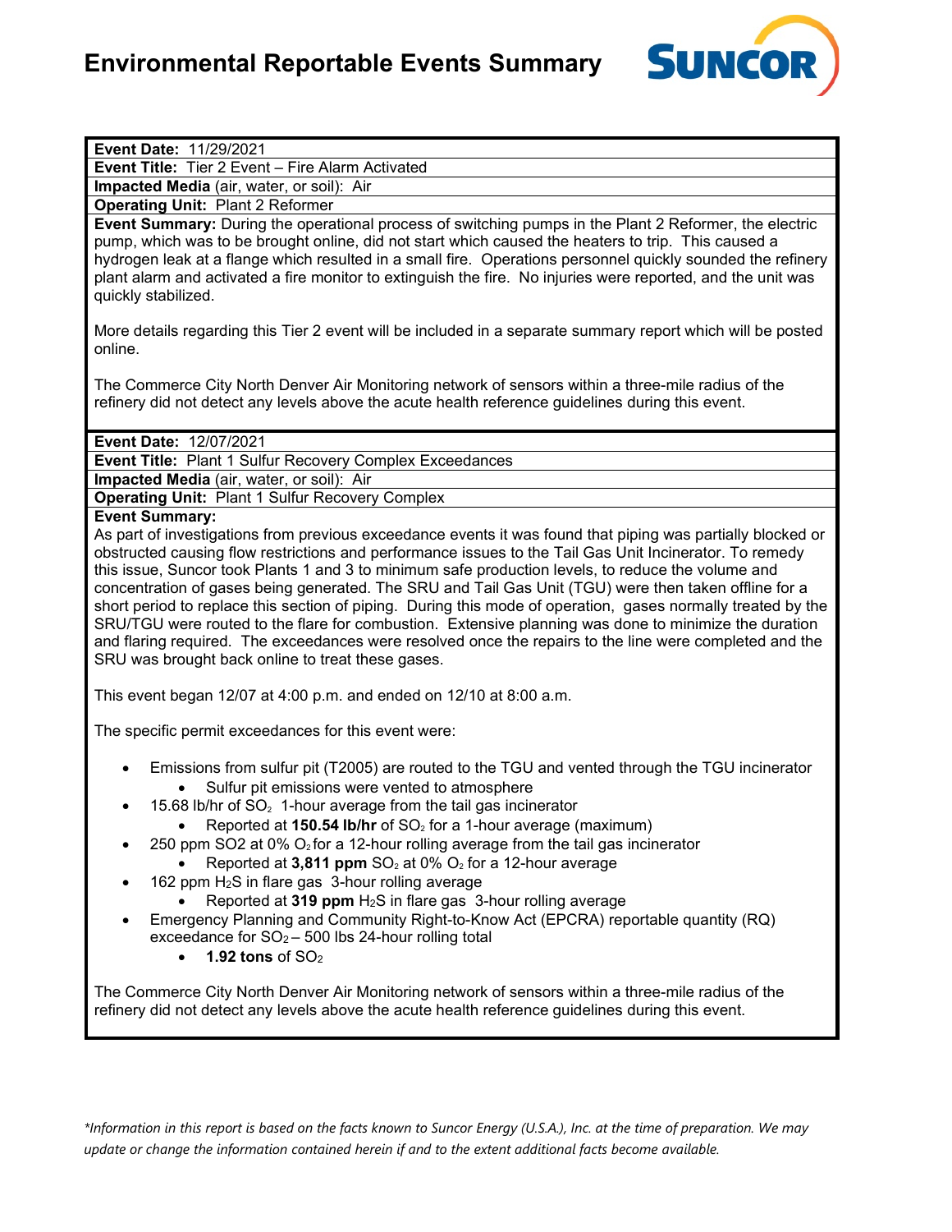# Environmental Reportable Events Summary

**Event Date:** 11/29/2021

**Event Title:** Tier 2 Event – Fire Alarm Activated

**Impacted Media** (air, water, or soil): Air

**Operating Unit:** Plant 2 Reformer

**Event Summary:** During the operational process of switching pumps in the Plant 2 Reformer, the electric pump, which was to be brought online, did not start which caused the heaters to trip. This caused a hydrogen leak at a flange which resulted in a small fire. Operations personnel quickly sounded the refinery plant alarm and activated a fire monitor to extinguish the fire. No injuries were reported, and the unit was quickly stabilized.

More details regarding this Tier 2 event will be included in a separate summary report which will be posted online.

The Commerce City North Denver Air Monitoring network of sensors within a three-mile radius of the refinery did not detect any levels above the acute health reference guidelines during this event.

---

**Event Date:** 12/07/2021

**Event Title:** Plant 1 Sulfur Recovery Complex Exceedances

**Impacted Media** (air, water, or soil): Air

**Operating Unit:** Plant 1 Sulfur Recovery Complex

**Event Summary:**

As part of investigations from previous exceedance events it was found that piping was partially blocked or obstructed causing flow restrictions and performance issues to the Tail Gas Unit Incinerator. To remedy this issue, Suncor took Plants 1 and 3 to minimum safe production levels, to reduce the volume and concentration of gases being generated. The SRU and Tail Gas Unit (TGU) were then taken offline for a short period to replace this section of piping. During this mode of operation, gases normally treated by the SRU/TGU were routed to the flare for combustion. Extensive planning was done to minimize the duration and flaring required. The exceedances were resolved once the repairs to the line were completed and the SRU was brought back online to treat these gases.

This event began 12/07 at 4:00 p.m. and ended on 12/10 at 8:00 a.m.

The specific permit exceedances for this event were:

- Emissions from sulfur pit (T2005) are routed to the TGU and vented through the TGU incinerator
  - Sulfur pit emissions were vented to atmosphere
- 15.68 lb/hr of $SO_2$ 1-hour average from the tail gas incinerator
  - Reported at **150.54 lb/hr** of $SO_2$ for a 1-hour average (maximum)
- 250 ppm SO2 at 0% $O_2$ for a 12-hour rolling average from the tail gas incinerator
  - Reported at **3,811 ppm** $SO_2$ at 0% $O_2$ for a 12-hour average
- 162 ppm $H_2S$ in flare gas 3-hour rolling average
  - Reported at **319 ppm** $H_2S$ in flare gas 3-hour rolling average
- Emergency Planning and Community Right-to-Know Act (EPCRA) reportable quantity (RQ) exceedance for $SO_2$ – 500 lbs 24-hour rolling total
  - **1.92 tons** of $SO_2$

The Commerce City North Denver Air Monitoring network of sensors within a three-mile radius of the refinery did not detect any levels above the acute health reference guidelines during this event.

*Information in this report is based on the facts known to Suncor Energy (U.S.A.), Inc. at the time of preparation. We may update or change the information contained herein if and to the extent additional facts become available.*